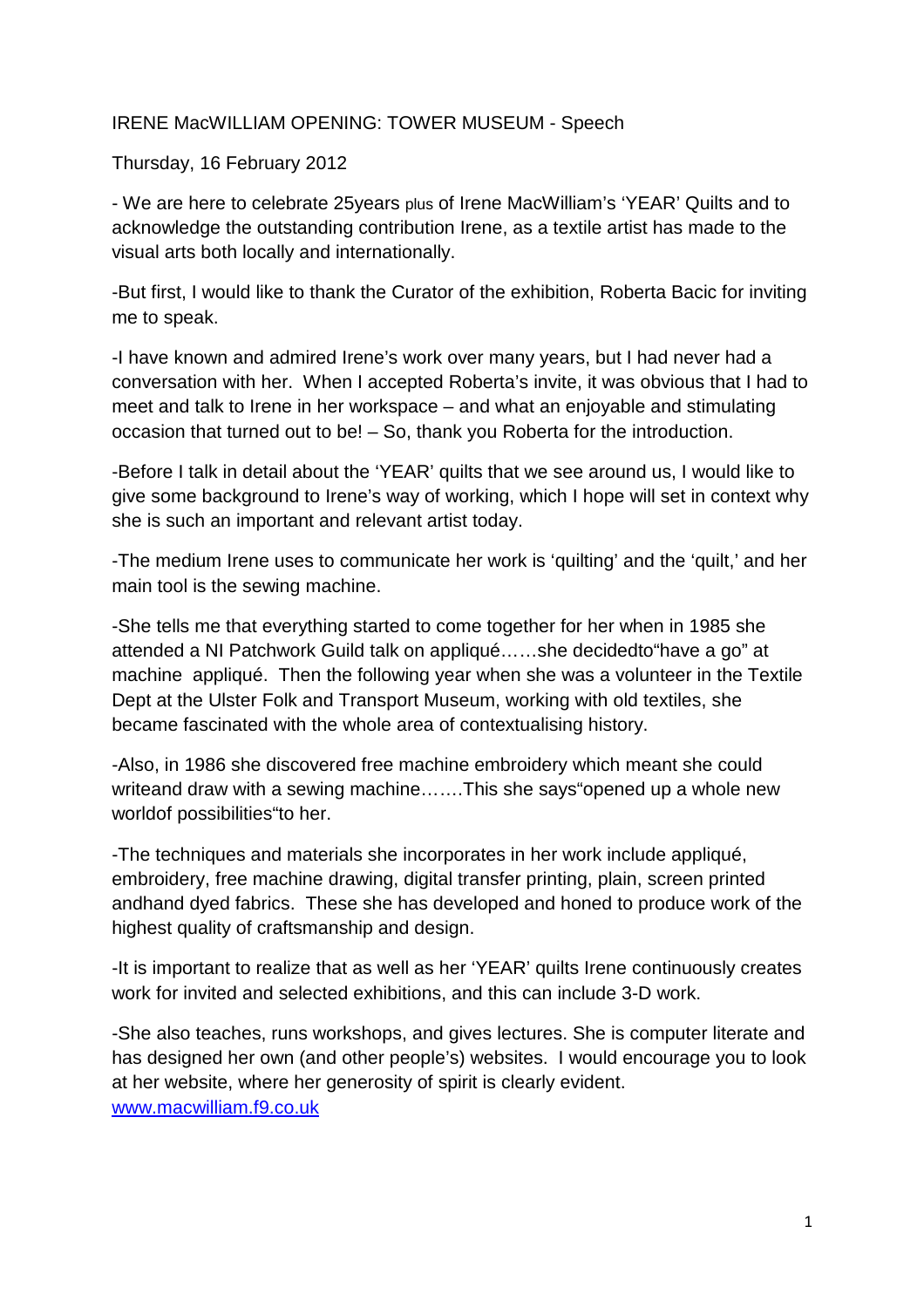IRENE MacWILLIAM OPENING: TOWER MUSEUM - Speech

Thursday, 16 February 2012

- We are here to celebrate 25years plus of Irene MacWilliam's 'YEAR' Quilts and to acknowledge the outstanding contribution Irene, as a textile artist has made to the visual arts both locally and internationally.

-But first, I would like to thank the Curator of the exhibition, Roberta Bacic for inviting me to speak.

-I have known and admired Irene's work over many years, but I had never had a conversation with her. When I accepted Roberta's invite, it was obvious that I had to meet and talk to Irene in her workspace – and what an enjoyable and stimulating occasion that turned out to be! – So, thank you Roberta for the introduction.

-Before I talk in detail about the 'YEAR' quilts that we see around us, I would like to give some background to Irene's way of working, which I hope will set in context why she is such an important and relevant artist today.

-The medium Irene uses to communicate her work is 'quilting' and the 'quilt,' and her main tool is the sewing machine.

-She tells me that everything started to come together for her when in 1985 she attended a NI Patchwork Guild talk on appliqué……she decidedto"have a go" at machine appliqué. Then the following year when she was a volunteer in the Textile Dept at the Ulster Folk and Transport Museum, working with old textiles, she became fascinated with the whole area of contextualising history.

-Also, in 1986 she discovered free machine embroidery which meant she could writeand draw with a sewing machine…….This she says"opened up a whole new worldof possibilities"to her.

-The techniques and materials she incorporates in her work include appliqué, embroidery, free machine drawing, digital transfer printing, plain, screen printed andhand dyed fabrics. These she has developed and honed to produce work of the highest quality of craftsmanship and design.

-It is important to realize that as well as her 'YEAR' quilts Irene continuously creates work for invited and selected exhibitions, and this can include 3-D work.

-She also teaches, runs workshops, and gives lectures. She is computer literate and has designed her own (and other people's) websites. I would encourage you to look at her website, where her generosity of spirit is clearly evident. [www.macwilliam.f9.co.uk](http://www.macwilliam.f9.co.uk)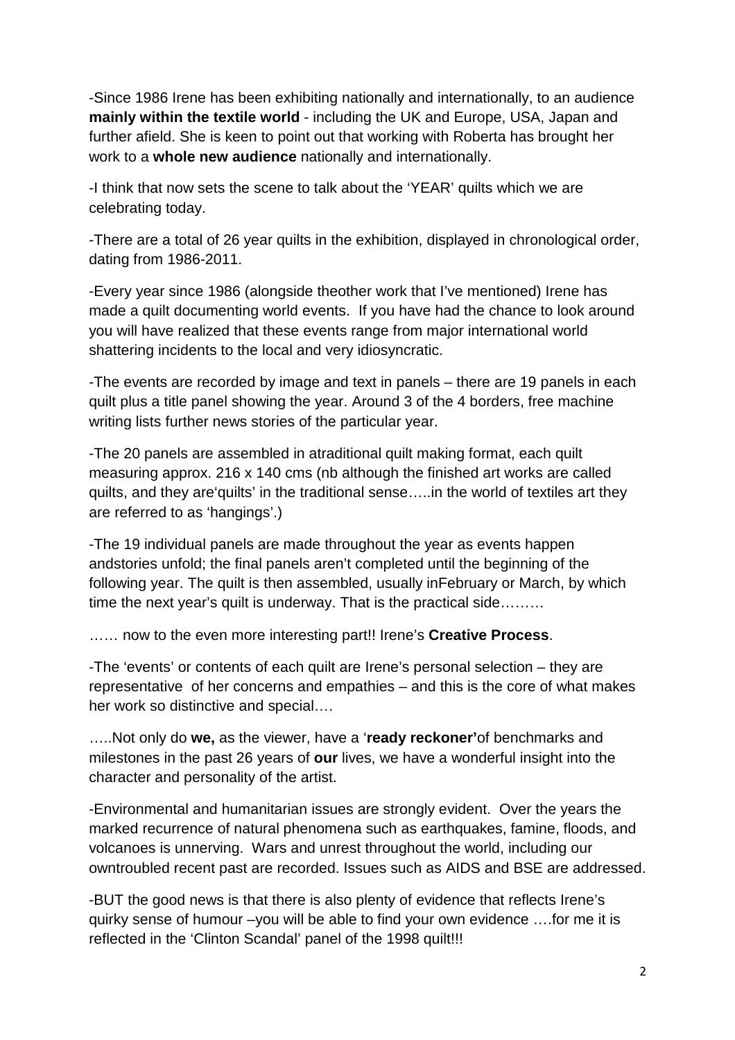-Since 1986 Irene has been exhibiting nationally and internationally, to an audience **mainly within the textile world** - including the UK and Europe, USA, Japan and further afield. She is keen to point out that working with Roberta has brought her work to a **whole new audience** nationally and internationally.

-I think that now sets the scene to talk about the 'YEAR' quilts which we are celebrating today.

-There are a total of 26 year quilts in the exhibition, displayed in chronological order, dating from 1986-2011.

-Every year since 1986 (alongside theother work that I've mentioned) Irene has made a quilt documenting world events. If you have had the chance to look around you will have realized that these events range from major international world shattering incidents to the local and very idiosyncratic.

-The events are recorded by image and text in panels – there are 19 panels in each quilt plus a title panel showing the year. Around 3 of the 4 borders, free machine writing lists further news stories of the particular year.

-The 20 panels are assembled in atraditional quilt making format, each quilt measuring approx. 216 x 140 cms (nb although the finished art works are called quilts, and they are'quilts' in the traditional sense…..in the world of textiles art they are referred to as 'hangings'.)

-The 19 individual panels are made throughout the year as events happen andstories unfold; the final panels aren't completed until the beginning of the following year. The quilt is then assembled, usually inFebruary or March, by which time the next year's quilt is underway. That is the practical side………

…… now to the even more interesting part!! Irene's **Creative Process**.

-The 'events' or contents of each quilt are Irene's personal selection – they are representative of her concerns and empathies – and this is the core of what makes her work so distinctive and special….

…..Not only do **we,** as the viewer, have a '**ready reckoner'**of benchmarks and milestones in the past 26 years of **our** lives, we have a wonderful insight into the character and personality of the artist.

-Environmental and humanitarian issues are strongly evident. Over the years the marked recurrence of natural phenomena such as earthquakes, famine, floods, and volcanoes is unnerving. Wars and unrest throughout the world, including our owntroubled recent past are recorded. Issues such as AIDS and BSE are addressed.

-BUT the good news is that there is also plenty of evidence that reflects Irene's quirky sense of humour –you will be able to find your own evidence ….for me it is reflected in the 'Clinton Scandal' panel of the 1998 quilt!!!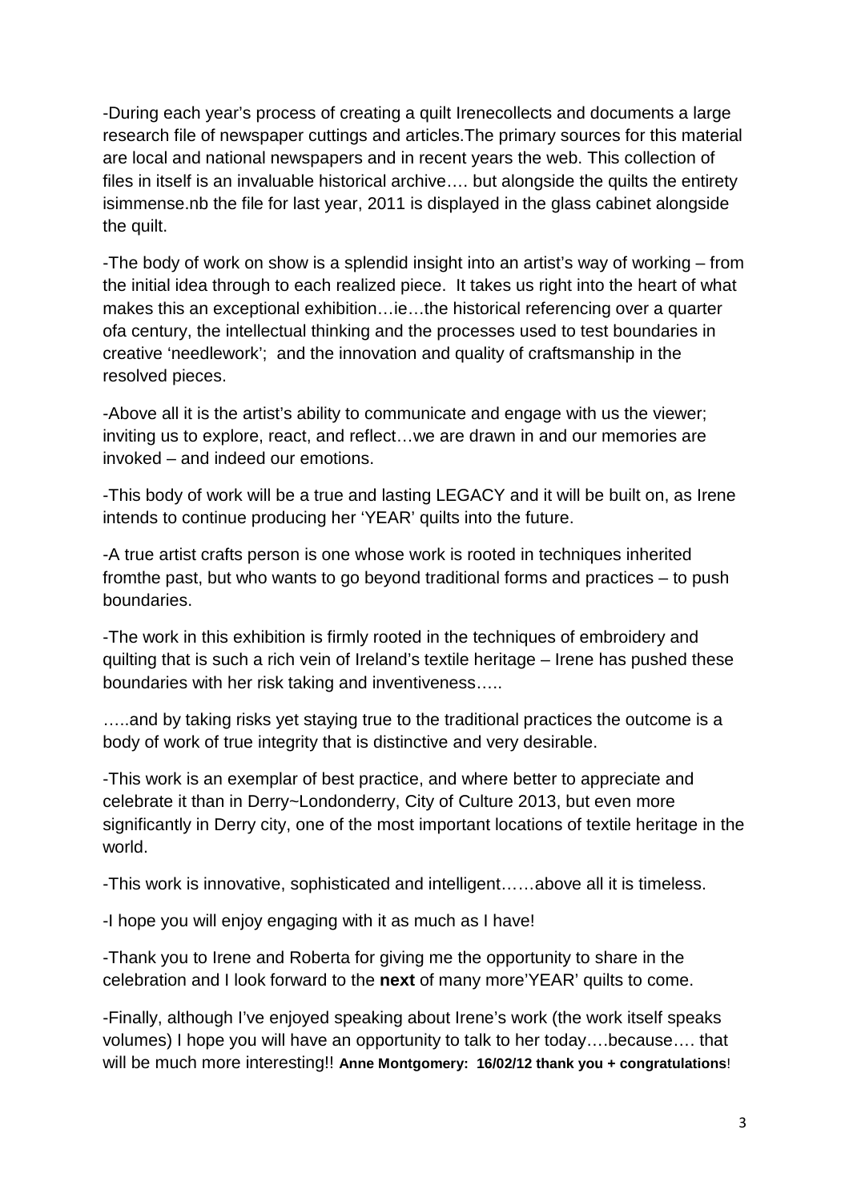-During each year's process of creating a quilt Irenecollects and documents a large research file of newspaper cuttings and articles.The primary sources for this material are local and national newspapers and in recent years the web. This collection of files in itself is an invaluable historical archive…. but alongside the quilts the entirety isimmense.nb the file for last year, 2011 is displayed in the glass cabinet alongside the quilt.

-The body of work on show is a splendid insight into an artist's way of working – from the initial idea through to each realized piece. It takes us right into the heart of what makes this an exceptional exhibition…ie…the historical referencing over a quarter ofa century, the intellectual thinking and the processes used to test boundaries in creative 'needlework'; and the innovation and quality of craftsmanship in the resolved pieces.

-Above all it is the artist's ability to communicate and engage with us the viewer; inviting us to explore, react, and reflect…we are drawn in and our memories are invoked – and indeed our emotions.

-This body of work will be a true and lasting LEGACY and it will be built on, as Irene intends to continue producing her 'YEAR' quilts into the future.

-A true artist crafts person is one whose work is rooted in techniques inherited fromthe past, but who wants to go beyond traditional forms and practices – to push boundaries.

-The work in this exhibition is firmly rooted in the techniques of embroidery and quilting that is such a rich vein of Ireland's textile heritage – Irene has pushed these boundaries with her risk taking and inventiveness…..

…..and by taking risks yet staying true to the traditional practices the outcome is a body of work of true integrity that is distinctive and very desirable.

-This work is an exemplar of best practice, and where better to appreciate and celebrate it than in Derry~Londonderry, City of Culture 2013, but even more significantly in Derry city, one of the most important locations of textile heritage in the world.

-This work is innovative, sophisticated and intelligent……above all it is timeless.

-I hope you will enjoy engaging with it as much as I have!

-Thank you to Irene and Roberta for giving me the opportunity to share in the celebration and I look forward to the **next** of many more'YEAR' quilts to come.

-Finally, although I've enjoyed speaking about Irene's work (the work itself speaks volumes) I hope you will have an opportunity to talk to her today….because…. that will be much more interesting!! **Anne Montgomery: 16/02/12 thank you + congratulations**!